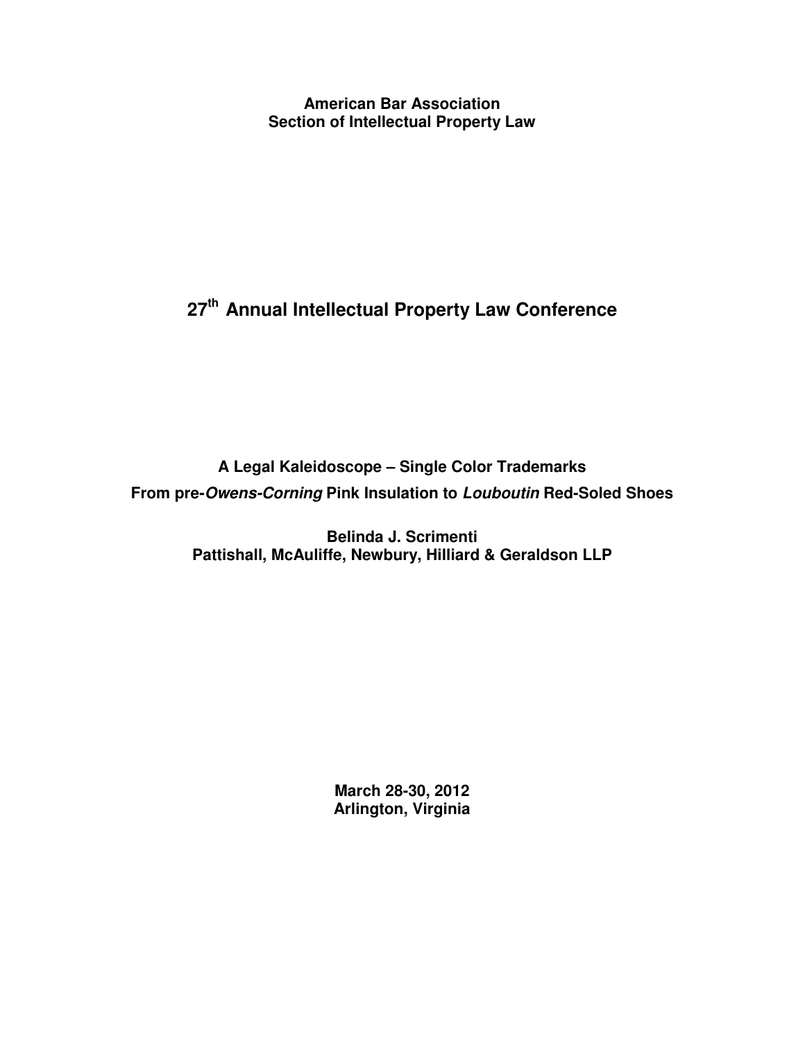**American Bar Association**
**Section of Intellectual Property Law**

# 27th Annual Intellectual Property Law Conference

## A Legal Kaleidoscope – Single Color Trademarks

## From pre-*Owens-Corning* Pink Insulation to *Louboutin* Red-Soled Shoes

**Belinda J. Scrimenti**
**Pattishall, McAuliffe, Newbury, Hilliard & Geraldson LLP**

**March 28-30, 2012**
**Arlington, Virginia**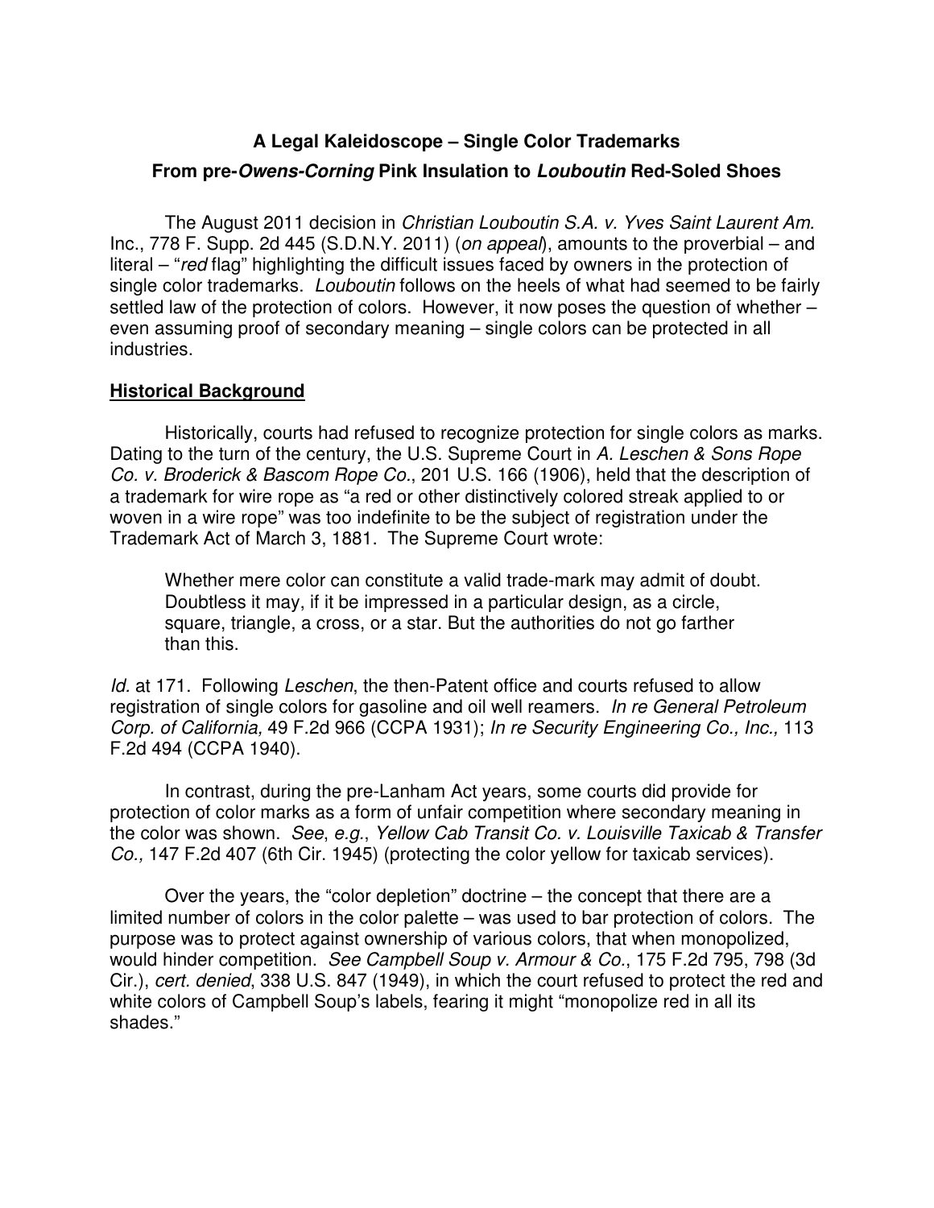**A Legal Kaleidoscope – Single Color Trademarks**

**From pre-*Owens-Corning* Pink Insulation to *Louboutin* Red-Soled Shoes**

The August 2011 decision in *Christian Louboutin S.A. v. Yves Saint Laurent Am.* Inc., 778 F. Supp. 2d 445 (S.D.N.Y. 2011) (*on appeal*), amounts to the proverbial – and literal – "*red* flag" highlighting the difficult issues faced by owners in the protection of single color trademarks. *Louboutin* follows on the heels of what had seemed to be fairly settled law of the protection of colors. However, it now poses the question of whether – even assuming proof of secondary meaning – single colors can be protected in all industries.

## Historical Background

Historically, courts had refused to recognize protection for single colors as marks. Dating to the turn of the century, the U.S. Supreme Court in *A. Leschen & Sons Rope Co. v. Broderick & Bascom Rope Co.*, 201 U.S. 166 (1906), held that the description of a trademark for wire rope as "a red or other distinctively colored streak applied to or woven in a wire rope" was too indefinite to be the subject of registration under the Trademark Act of March 3, 1881. The Supreme Court wrote:

> Whether mere color can constitute a valid trade-mark may admit of doubt. Doubtless it may, if it be impressed in a particular design, as a circle, square, triangle, a cross, or a star. But the authorities do not go farther than this.

*Id.* at 171. Following *Leschen*, the then-Patent office and courts refused to allow registration of single colors for gasoline and oil well reamers. *In re General Petroleum Corp. of California,* 49 F.2d 966 (CCPA 1931); *In re Security Engineering Co., Inc.,* 113 F.2d 494 (CCPA 1940).

In contrast, during the pre-Lanham Act years, some courts did provide for protection of color marks as a form of unfair competition where secondary meaning in the color was shown. *See*, *e.g.*, *Yellow Cab Transit Co. v. Louisville Taxicab & Transfer Co.,* 147 F.2d 407 (6th Cir. 1945) (protecting the color yellow for taxicab services).

Over the years, the "color depletion" doctrine – the concept that there are a limited number of colors in the color palette – was used to bar protection of colors. The purpose was to protect against ownership of various colors, that when monopolized, would hinder competition. *See Campbell Soup v. Armour & Co.*, 175 F.2d 795, 798 (3d Cir.), *cert. denied*, 338 U.S. 847 (1949), in which the court refused to protect the red and white colors of Campbell Soup's labels, fearing it might "monopolize red in all its shades."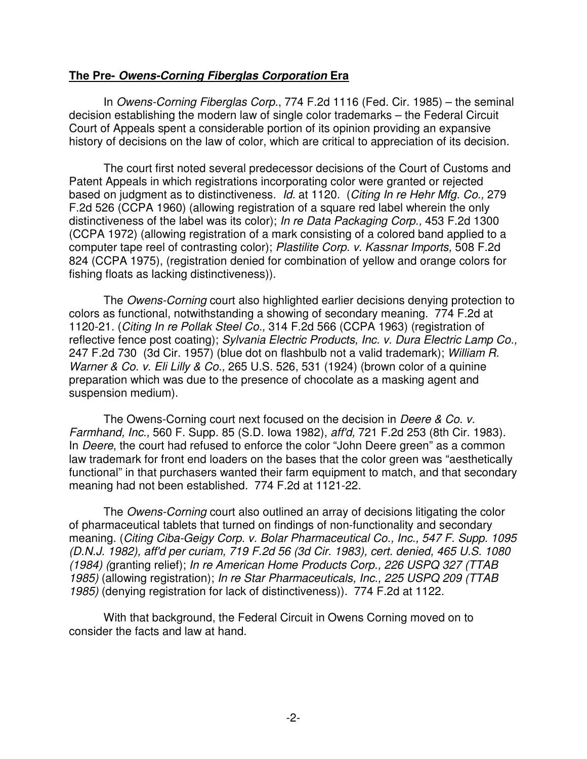## **The Pre- *Owens-Corning Fiberglas Corporation* Era**

In *Owens-Corning Fiberglas Corp.*, 774 F.2d 1116 (Fed. Cir. 1985) – the seminal decision establishing the modern law of single color trademarks – the Federal Circuit Court of Appeals spent a considerable portion of its opinion providing an expansive history of decisions on the law of color, which are critical to appreciation of its decision.

The court first noted several predecessor decisions of the Court of Customs and Patent Appeals in which registrations incorporating color were granted or rejected based on judgment as to distinctiveness. *Id.* at 1120. (*Citing In re Hehr Mfg. Co.,* 279 F.2d 526 (CCPA 1960) (allowing registration of a square red label wherein the only distinctiveness of the label was its color); *In re Data Packaging Corp.,* 453 F.2d 1300 (CCPA 1972) (allowing registration of a mark consisting of a colored band applied to a computer tape reel of contrasting color); *Plastilite Corp. v. Kassnar Imports,* 508 F.2d 824 (CCPA 1975), (registration denied for combination of yellow and orange colors for fishing floats as lacking distinctiveness)).

The *Owens-Corning* court also highlighted earlier decisions denying protection to colors as functional, notwithstanding a showing of secondary meaning. 774 F.2d at 1120-21. (*Citing In re Pollak Steel Co.,* 314 F.2d 566 (CCPA 1963) (registration of reflective fence post coating); *Sylvania Electric Products, Inc. v. Dura Electric Lamp Co.,* 247 F.2d 730 (3d Cir. 1957) (blue dot on flashbulb not a valid trademark); *William R. Warner & Co. v. Eli Lilly & Co.,* 265 U.S. 526, 531 (1924) (brown color of a quinine preparation which was due to the presence of chocolate as a masking agent and suspension medium).

The Owens-Corning court next focused on the decision in *Deere & Co. v. Farmhand, Inc.,* 560 F. Supp. 85 (S.D. Iowa 1982), *aff'd,* 721 F.2d 253 (8th Cir. 1983). In *Deere*, the court had refused to enforce the color "John Deere green" as a common law trademark for front end loaders on the bases that the color green was "aesthetically functional" in that purchasers wanted their farm equipment to match, and that secondary meaning had not been established. 774 F.2d at 1121-22.

The *Owens-Corning* court also outlined an array of decisions litigating the color of pharmaceutical tablets that turned on findings of non-functionality and secondary meaning. (*Citing Ciba-Geigy Corp. v. Bolar Pharmaceutical Co., Inc., 547 F. Supp. 1095 (D.N.J. 1982), aff'd per curiam, 719 F.2d 56 (3d Cir. 1983), cert. denied, 465 U.S. 1080 (1984) (*granting relief); *In re American Home Products Corp., 226 USPQ 327 (TTAB 1985)* (allowing registration); *In re Star Pharmaceuticals, Inc., 225 USPQ 209 (TTAB 1985)* (denying registration for lack of distinctiveness)). 774 F.2d at 1122.

With that background, the Federal Circuit in Owens Corning moved on to consider the facts and law at hand.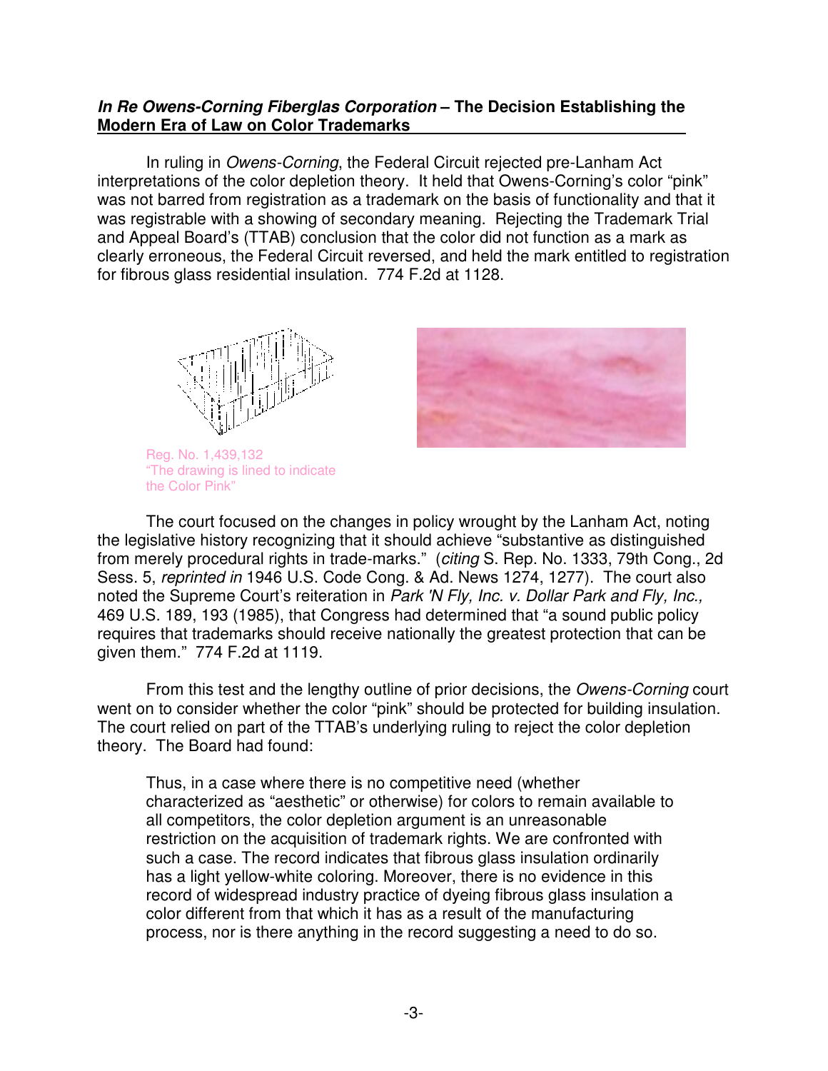***In Re Owens-Corning Fiberglas Corporation* – The Decision Establishing the Modern Era of Law on Color Trademarks**

In ruling in *Owens-Corning*, the Federal Circuit rejected pre-Lanham Act interpretations of the color depletion theory. It held that Owens-Corning's color "pink" was not barred from registration as a trademark on the basis of functionality and that it was registrable with a showing of secondary meaning. Rejecting the Trademark Trial and Appeal Board's (TTAB) conclusion that the color did not function as a mark as clearly erroneous, the Federal Circuit reversed, and held the mark entitled to registration for fibrous glass residential insulation. 774 F.2d at 1128.

Reg. No. 1,439,132
"The drawing is lined to indicate the Color Pink"

The court focused on the changes in policy wrought by the Lanham Act, noting the legislative history recognizing that it should achieve "substantive as distinguished from merely procedural rights in trade-marks." (*citing* S. Rep. No. 1333, 79th Cong., 2d Sess. 5, *reprinted in* 1946 U.S. Code Cong. & Ad. News 1274, 1277). The court also noted the Supreme Court's reiteration in *Park 'N Fly, Inc. v. Dollar Park and Fly, Inc.,* 469 U.S. 189, 193 (1985), that Congress had determined that "a sound public policy requires that trademarks should receive nationally the greatest protection that can be given them." 774 F.2d at 1119.

From this test and the lengthy outline of prior decisions, the *Owens-Corning* court went on to consider whether the color "pink" should be protected for building insulation. The court relied on part of the TTAB's underlying ruling to reject the color depletion theory. The Board had found:

> Thus, in a case where there is no competitive need (whether characterized as "aesthetic" or otherwise) for colors to remain available to all competitors, the color depletion argument is an unreasonable restriction on the acquisition of trademark rights. We are confronted with such a case. The record indicates that fibrous glass insulation ordinarily has a light yellow-white coloring. Moreover, there is no evidence in this record of widespread industry practice of dyeing fibrous glass insulation a color different from that which it has as a result of the manufacturing process, nor is there anything in the record suggesting a need to do so.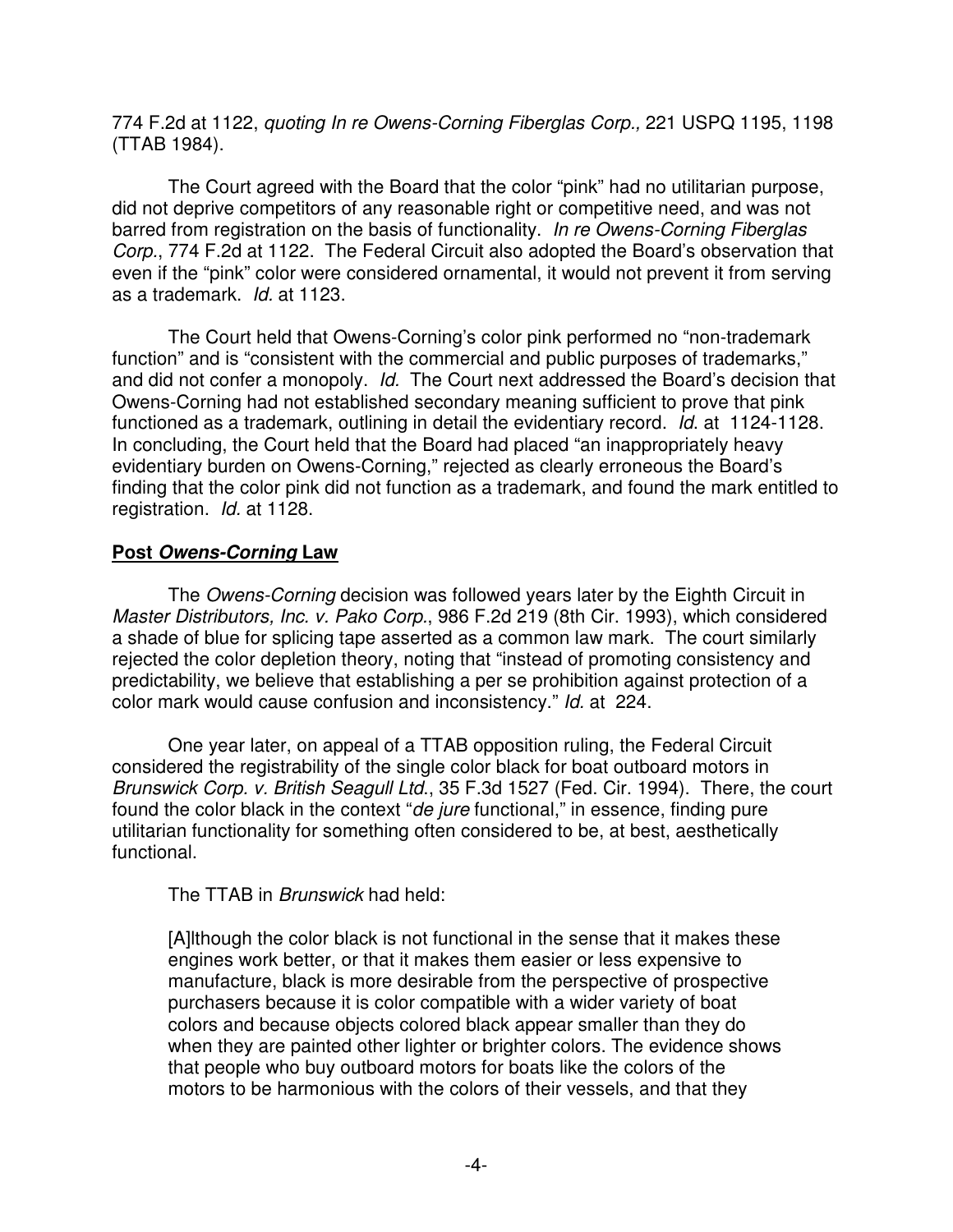774 F.2d at 1122, *quoting In re Owens-Corning Fiberglas Corp.,* 221 USPQ 1195, 1198 (TTAB 1984).

The Court agreed with the Board that the color "pink" had no utilitarian purpose, did not deprive competitors of any reasonable right or competitive need, and was not barred from registration on the basis of functionality. *In re Owens-Corning Fiberglas Corp.*, 774 F.2d at 1122. The Federal Circuit also adopted the Board's observation that even if the "pink" color were considered ornamental, it would not prevent it from serving as a trademark. *Id.* at 1123.

The Court held that Owens-Corning's color pink performed no "non-trademark function" and is "consistent with the commercial and public purposes of trademarks," and did not confer a monopoly. *Id.* The Court next addressed the Board's decision that Owens-Corning had not established secondary meaning sufficient to prove that pink functioned as a trademark, outlining in detail the evidentiary record. *Id*. at 1124-1128. In concluding, the Court held that the Board had placed "an inappropriately heavy evidentiary burden on Owens-Corning," rejected as clearly erroneous the Board's finding that the color pink did not function as a trademark, and found the mark entitled to registration. *Id.* at 1128.

## **Post *Owens-Corning* Law**

The *Owens-Corning* decision was followed years later by the Eighth Circuit in *Master Distributors, Inc. v. Pako Corp.*, 986 F.2d 219 (8th Cir. 1993), which considered a shade of blue for splicing tape asserted as a common law mark. The court similarly rejected the color depletion theory, noting that "instead of promoting consistency and predictability, we believe that establishing a per se prohibition against protection of a color mark would cause confusion and inconsistency." *Id.* at 224.

One year later, on appeal of a TTAB opposition ruling, the Federal Circuit considered the registrability of the single color black for boat outboard motors in *Brunswick Corp. v. British Seagull Ltd.*, 35 F.3d 1527 (Fed. Cir. 1994). There, the court found the color black in the context "*de jure* functional," in essence, finding pure utilitarian functionality for something often considered to be, at best, aesthetically functional.

The TTAB in *Brunswick* had held:

> [A]lthough the color black is not functional in the sense that it makes these engines work better, or that it makes them easier or less expensive to manufacture, black is more desirable from the perspective of prospective purchasers because it is color compatible with a wider variety of boat colors and because objects colored black appear smaller than they do when they are painted other lighter or brighter colors. The evidence shows that people who buy outboard motors for boats like the colors of the motors to be harmonious with the colors of their vessels, and that they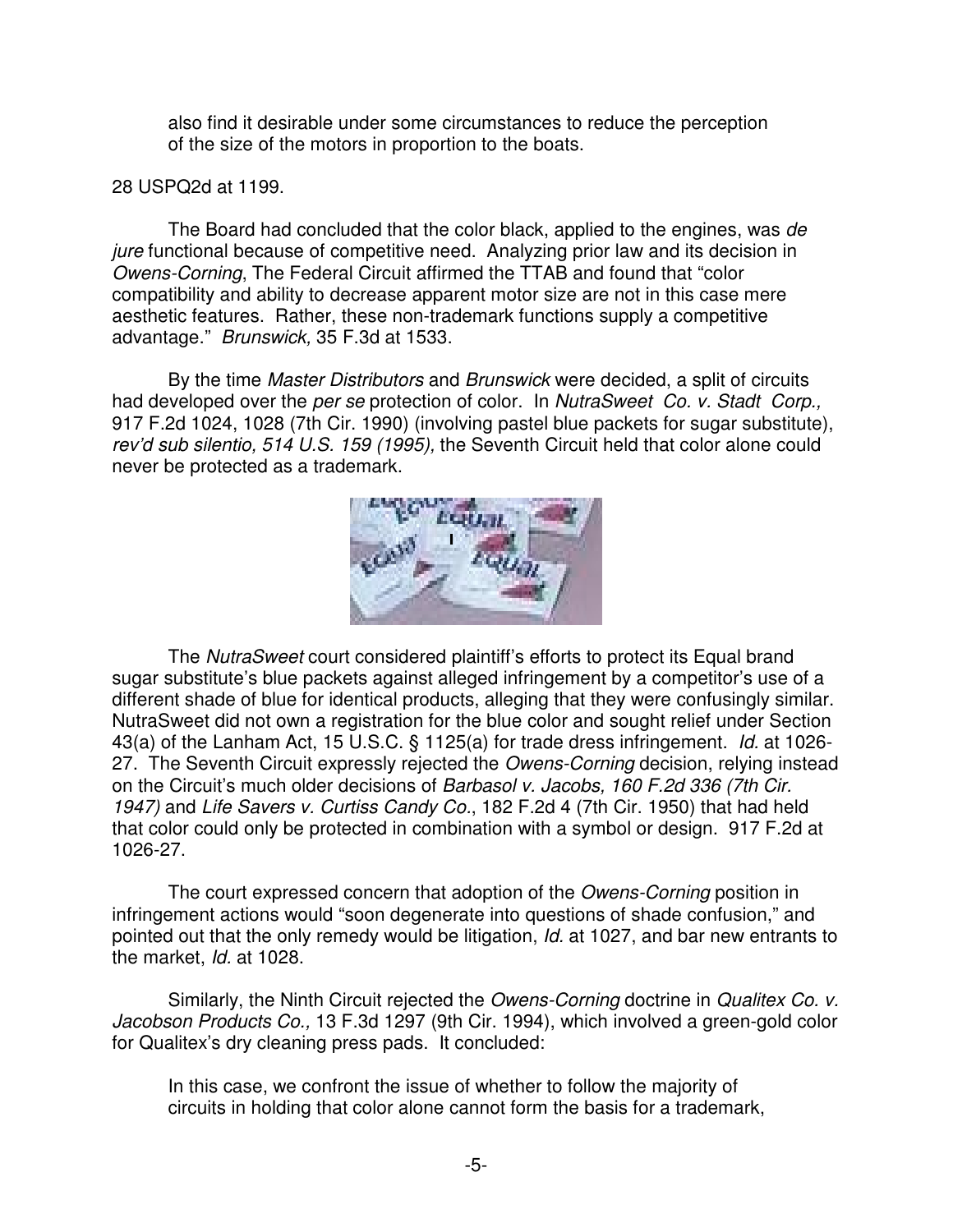also find it desirable under some circumstances to reduce the perception of the size of the motors in proportion to the boats.

28 USPQ2d at 1199.

The Board had concluded that the color black, applied to the engines, was *de jure* functional because of competitive need. Analyzing prior law and its decision in *Owens-Corning*, The Federal Circuit affirmed the TTAB and found that "color compatibility and ability to decrease apparent motor size are not in this case mere aesthetic features. Rather, these non-trademark functions supply a competitive advantage." *Brunswick,* 35 F.3d at 1533.

By the time *Master Distributors* and *Brunswick* were decided, a split of circuits had developed over the *per se* protection of color. In *NutraSweet Co. v. Stadt Corp.,* 917 F.2d 1024, 1028 (7th Cir. 1990) (involving pastel blue packets for sugar substitute), *rev'd sub silentio, 514 U.S. 159 (1995),* the Seventh Circuit held that color alone could never be protected as a trademark.

The *NutraSweet* court considered plaintiff's efforts to protect its Equal brand sugar substitute's blue packets against alleged infringement by a competitor's use of a different shade of blue for identical products, alleging that they were confusingly similar. NutraSweet did not own a registration for the blue color and sought relief under Section 43(a) of the Lanham Act, 15 U.S.C. § 1125(a) for trade dress infringement. *Id.* at 1026-27. The Seventh Circuit expressly rejected the *Owens-Corning* decision, relying instead on the Circuit's much older decisions of *Barbasol v. Jacobs, 160 F.2d 336 (7th Cir. 1947)* and *Life Savers v. Curtiss Candy Co*., 182 F.2d 4 (7th Cir. 1950) that had held that color could only be protected in combination with a symbol or design. 917 F.2d at 1026-27.

The court expressed concern that adoption of the *Owens-Corning* position in infringement actions would "soon degenerate into questions of shade confusion," and pointed out that the only remedy would be litigation, *Id.* at 1027, and bar new entrants to the market, *Id.* at 1028.

Similarly, the Ninth Circuit rejected the *Owens-Corning* doctrine in *Qualitex Co. v. Jacobson Products Co.,* 13 F.3d 1297 (9th Cir. 1994), which involved a green-gold color for Qualitex's dry cleaning press pads. It concluded:

> In this case, we confront the issue of whether to follow the majority of circuits in holding that color alone cannot form the basis for a trademark,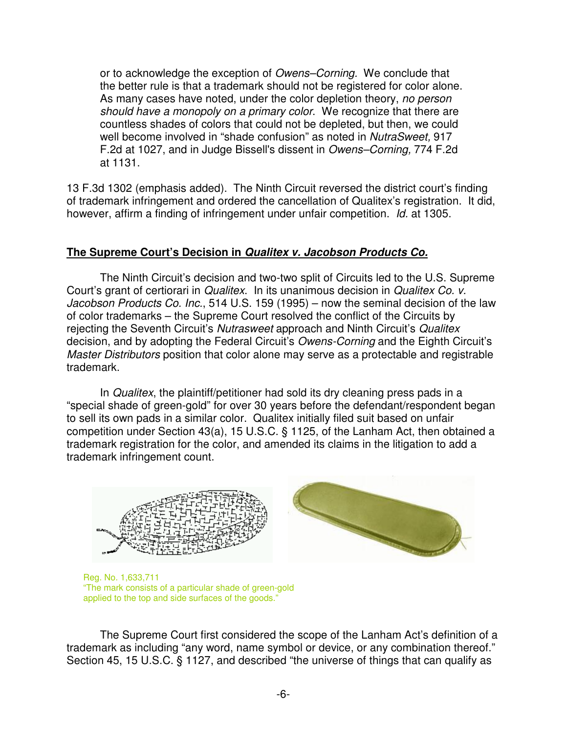> or to acknowledge the exception of *Owens–Corning.* We conclude that the better rule is that a trademark should not be registered for color alone. As many cases have noted, under the color depletion theory, *no person should have a monopoly on a primary color.* We recognize that there are countless shades of colors that could not be depleted, but then, we could well become involved in "shade confusion" as noted in *NutraSweet,* 917 F.2d at 1027, and in Judge Bissell's dissent in *Owens–Corning,* 774 F.2d at 1131.

13 F.3d 1302 (emphasis added). The Ninth Circuit reversed the district court's finding of trademark infringement and ordered the cancellation of Qualitex's registration. It did, however, affirm a finding of infringement under unfair competition. *Id.* at 1305.

## The Supreme Court's Decision in *Qualitex v. Jacobson Products Co.*

The Ninth Circuit's decision and two-two split of Circuits led to the U.S. Supreme Court's grant of certiorari in *Qualitex*. In its unanimous decision in *Qualitex Co. v. Jacobson Products Co. Inc.*, 514 U.S. 159 (1995) – now the seminal decision of the law of color trademarks – the Supreme Court resolved the conflict of the Circuits by rejecting the Seventh Circuit's *Nutrasweet* approach and Ninth Circuit's *Qualitex* decision, and by adopting the Federal Circuit's *Owens-Corning* and the Eighth Circuit's *Master Distributors* position that color alone may serve as a protectable and registrable trademark.

In *Qualitex*, the plaintiff/petitioner had sold its dry cleaning press pads in a "special shade of green-gold" for over 30 years before the defendant/respondent began to sell its own pads in a similar color. Qualitex initially filed suit based on unfair competition under Section 43(a), 15 U.S.C. § 1125, of the Lanham Act, then obtained a trademark registration for the color, and amended its claims in the litigation to add a trademark infringement count.

Reg. No. 1,633,711
"The mark consists of a particular shade of green-gold applied to the top and side surfaces of the goods."

The Supreme Court first considered the scope of the Lanham Act's definition of a trademark as including "any word, name symbol or device, or any combination thereof." Section 45, 15 U.S.C. § 1127, and described "the universe of things that can qualify as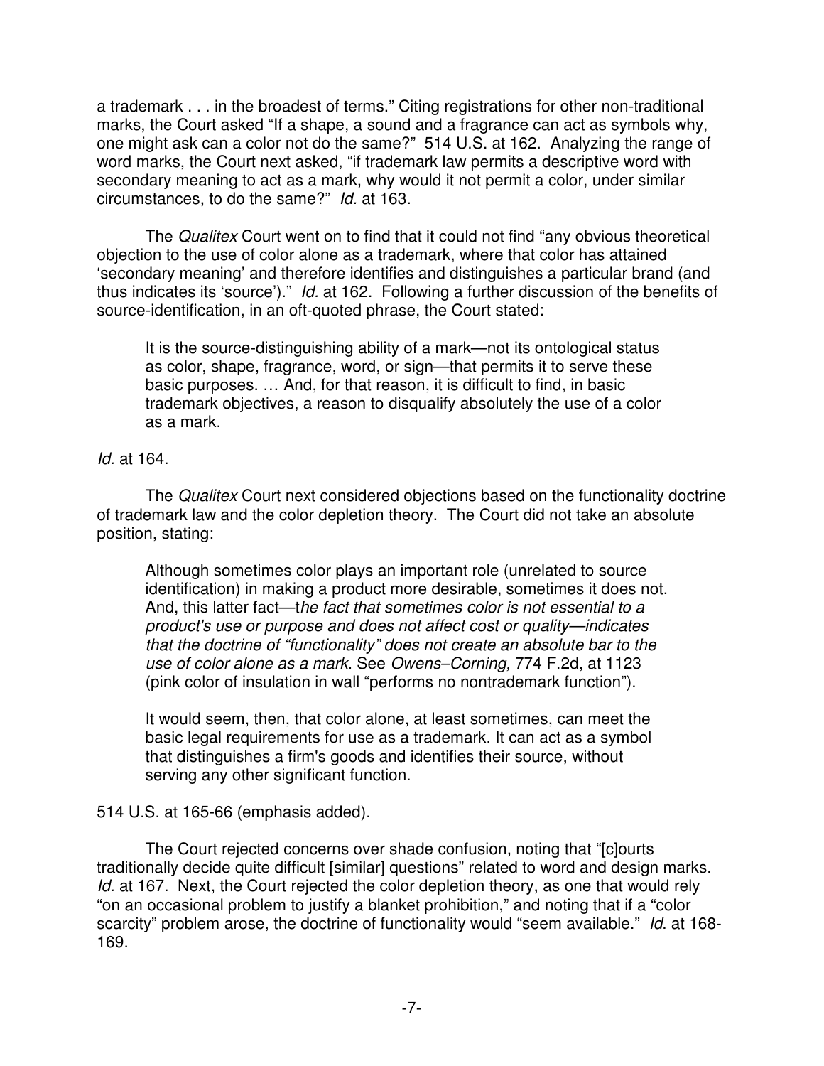a trademark . . . in the broadest of terms." Citing registrations for other non-traditional marks, the Court asked "If a shape, a sound and a fragrance can act as symbols why, one might ask can a color not do the same?" 514 U.S. at 162. Analyzing the range of word marks, the Court next asked, "if trademark law permits a descriptive word with secondary meaning to act as a mark, why would it not permit a color, under similar circumstances, to do the same?" *Id.* at 163.

The *Qualitex* Court went on to find that it could not find "any obvious theoretical objection to the use of color alone as a trademark, where that color has attained 'secondary meaning' and therefore identifies and distinguishes a particular brand (and thus indicates its 'source')." *Id.* at 162. Following a further discussion of the benefits of source-identification, in an oft-quoted phrase, the Court stated:

> It is the source-distinguishing ability of a mark—not its ontological status as color, shape, fragrance, word, or sign—that permits it to serve these basic purposes. … And, for that reason, it is difficult to find, in basic trademark objectives, a reason to disqualify absolutely the use of a color as a mark.

*Id.* at 164.

The *Qualitex* Court next considered objections based on the functionality doctrine of trademark law and the color depletion theory. The Court did not take an absolute position, stating:

> Although sometimes color plays an important role (unrelated to source identification) in making a product more desirable, sometimes it does not. And, this latter fact—t*he fact that sometimes color is not essential to a product's use or purpose and does not affect cost or quality—indicates that the doctrine of "functionality" does not create an absolute bar to the use of color alone as a mark*. See *Owens–Corning,* 774 F.2d, at 1123 (pink color of insulation in wall "performs no nontrademark function").
>
> It would seem, then, that color alone, at least sometimes, can meet the basic legal requirements for use as a trademark. It can act as a symbol that distinguishes a firm's goods and identifies their source, without serving any other significant function.

514 U.S. at 165-66 (emphasis added).

The Court rejected concerns over shade confusion, noting that "[c]ourts traditionally decide quite difficult [similar] questions" related to word and design marks. *Id.* at 167. Next, the Court rejected the color depletion theory, as one that would rely "on an occasional problem to justify a blanket prohibition," and noting that if a "color scarcity" problem arose, the doctrine of functionality would "seem available." *Id*. at 168-169.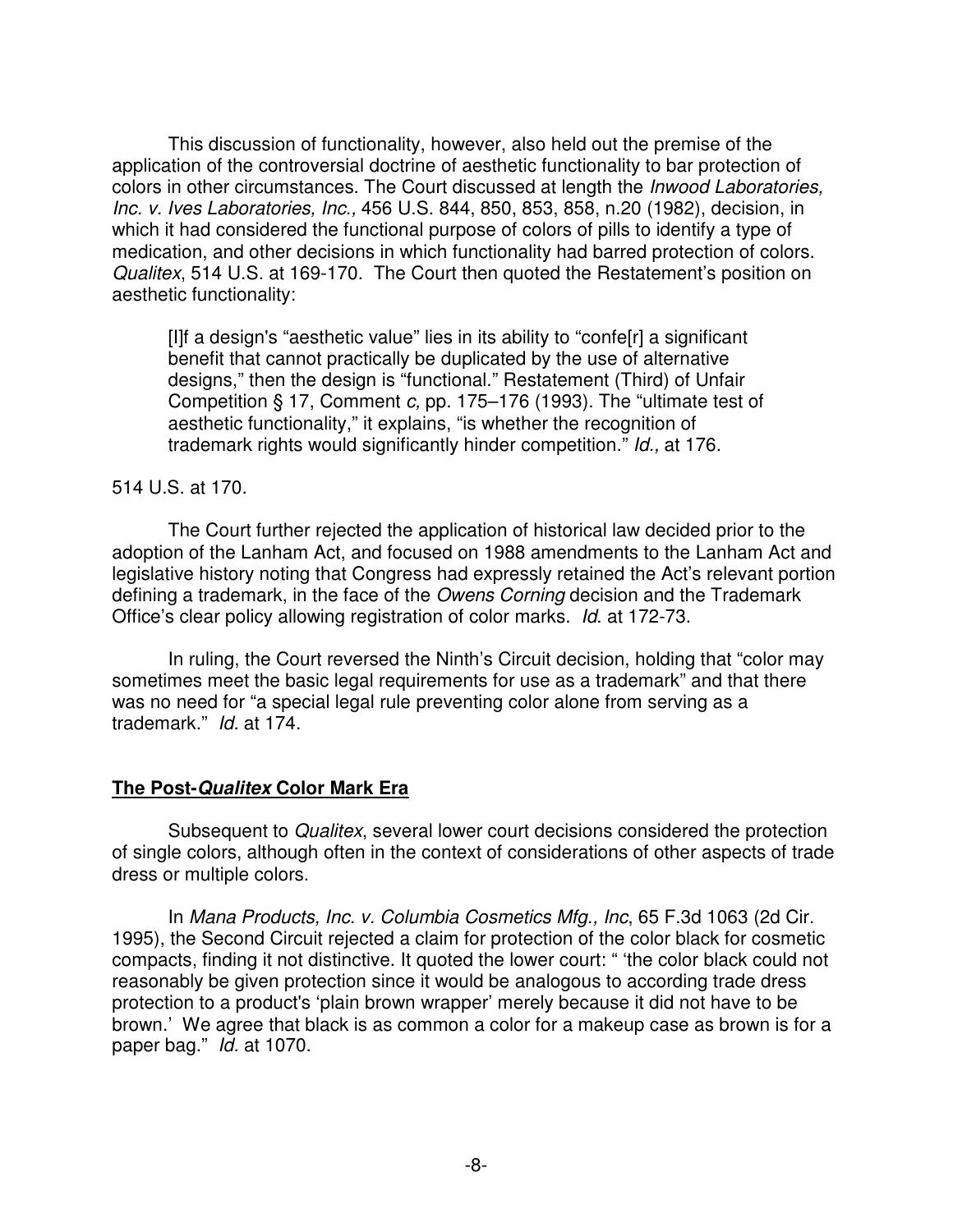This discussion of functionality, however, also held out the premise of the application of the controversial doctrine of aesthetic functionality to bar protection of colors in other circumstances. The Court discussed at length the *Inwood Laboratories, Inc. v. Ives Laboratories, Inc.,* 456 U.S. 844, 850, 853, 858, n.20 (1982), decision, in which it had considered the functional purpose of colors of pills to identify a type of medication, and other decisions in which functionality had barred protection of colors. *Qualitex*, 514 U.S. at 169-170. The Court then quoted the Restatement's position on aesthetic functionality:

> [I]f a design's "aesthetic value" lies in its ability to "confe[r] a significant benefit that cannot practically be duplicated by the use of alternative designs," then the design is "functional." Restatement (Third) of Unfair Competition § 17, Comment *c,* pp. 175–176 (1993). The "ultimate test of aesthetic functionality," it explains, "is whether the recognition of trademark rights would significantly hinder competition." *Id.,* at 176.

514 U.S. at 170.

The Court further rejected the application of historical law decided prior to the adoption of the Lanham Act, and focused on 1988 amendments to the Lanham Act and legislative history noting that Congress had expressly retained the Act's relevant portion defining a trademark, in the face of the *Owens Corning* decision and the Trademark Office's clear policy allowing registration of color marks. *Id.* at 172-73.

In ruling, the Court reversed the Ninth's Circuit decision, holding that "color may sometimes meet the basic legal requirements for use as a trademark" and that there was no need for "a special legal rule preventing color alone from serving as a trademark." *Id.* at 174.

**The Post-*Qualitex* Color Mark Era**

Subsequent to *Qualitex*, several lower court decisions considered the protection of single colors, although often in the context of considerations of other aspects of trade dress or multiple colors.

In *Mana Products, Inc. v. Columbia Cosmetics Mfg., Inc*, 65 F.3d 1063 (2d Cir. 1995), the Second Circuit rejected a claim for protection of the color black for cosmetic compacts, finding it not distinctive. It quoted the lower court: " 'the color black could not reasonably be given protection since it would be analogous to according trade dress protection to a product's 'plain brown wrapper' merely because it did not have to be brown.' We agree that black is as common a color for a makeup case as brown is for a paper bag." *Id.* at 1070.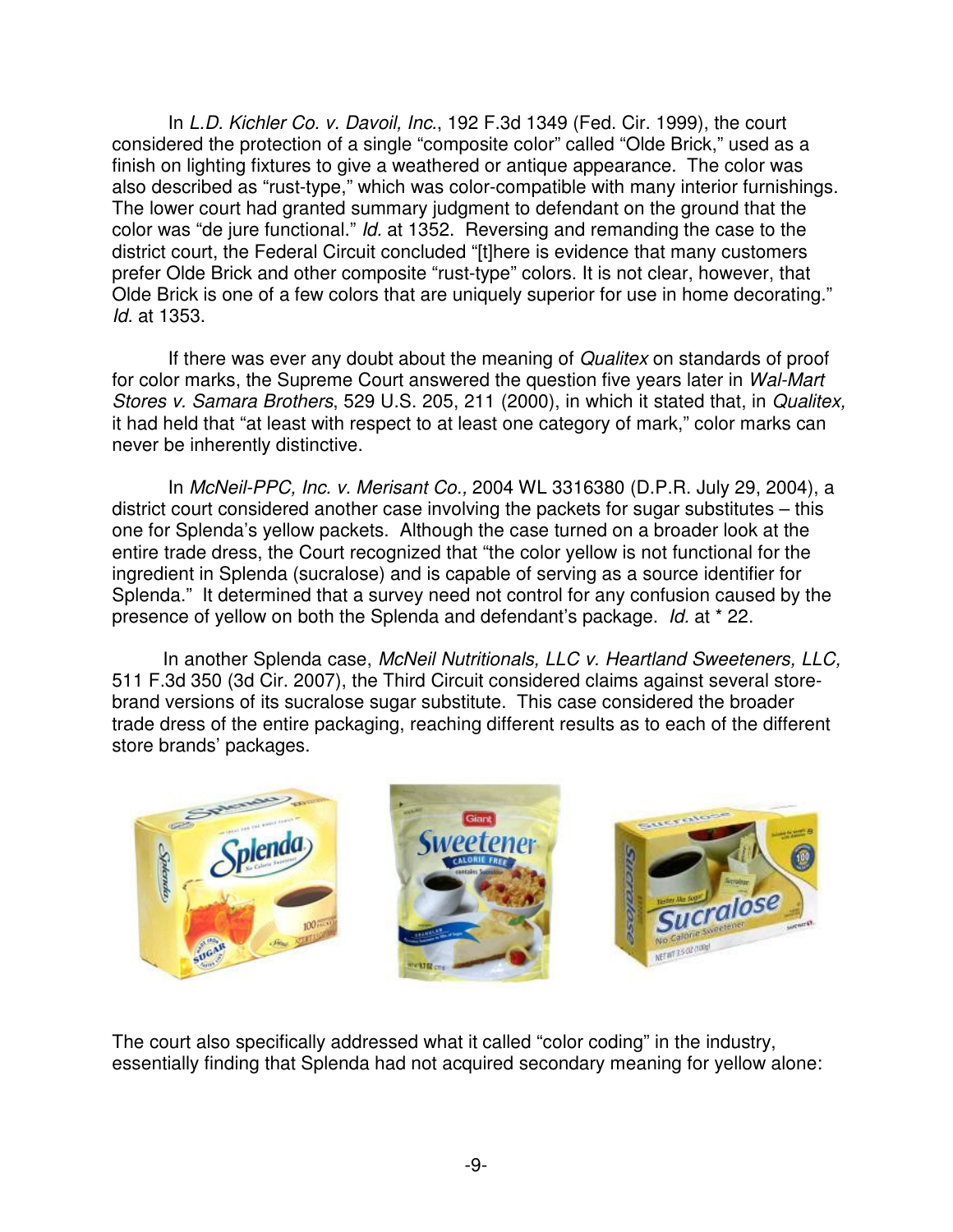In *L.D. Kichler Co. v. Davoil, Inc.*, 192 F.3d 1349 (Fed. Cir. 1999), the court considered the protection of a single "composite color" called "Olde Brick," used as a finish on lighting fixtures to give a weathered or antique appearance. The color was also described as "rust-type," which was color-compatible with many interior furnishings. The lower court had granted summary judgment to defendant on the ground that the color was "de jure functional." *Id.* at 1352. Reversing and remanding the case to the district court, the Federal Circuit concluded "[t]here is evidence that many customers prefer Olde Brick and other composite "rust-type" colors. It is not clear, however, that Olde Brick is one of a few colors that are uniquely superior for use in home decorating." *Id.* at 1353.

If there was ever any doubt about the meaning of *Qualitex* on standards of proof for color marks, the Supreme Court answered the question five years later in *Wal-Mart Stores v. Samara Brothers*, 529 U.S. 205, 211 (2000), in which it stated that, in *Qualitex,* it had held that "at least with respect to at least one category of mark," color marks can never be inherently distinctive.

In *McNeil-PPC, Inc. v. Merisant Co.,* 2004 WL 3316380 (D.P.R. July 29, 2004), a district court considered another case involving the packets for sugar substitutes – this one for Splenda's yellow packets. Although the case turned on a broader look at the entire trade dress, the Court recognized that "the color yellow is not functional for the ingredient in Splenda (sucralose) and is capable of serving as a source identifier for Splenda." It determined that a survey need not control for any confusion caused by the presence of yellow on both the Splenda and defendant's package. *Id.* at * 22.

In another Splenda case, *McNeil Nutritionals, LLC v. Heartland Sweeteners, LLC,* 511 F.3d 350 (3d Cir. 2007), the Third Circuit considered claims against several store-brand versions of its sucralose sugar substitute. This case considered the broader trade dress of the entire packaging, reaching different results as to each of the different store brands' packages.

The court also specifically addressed what it called "color coding" in the industry, essentially finding that Splenda had not acquired secondary meaning for yellow alone: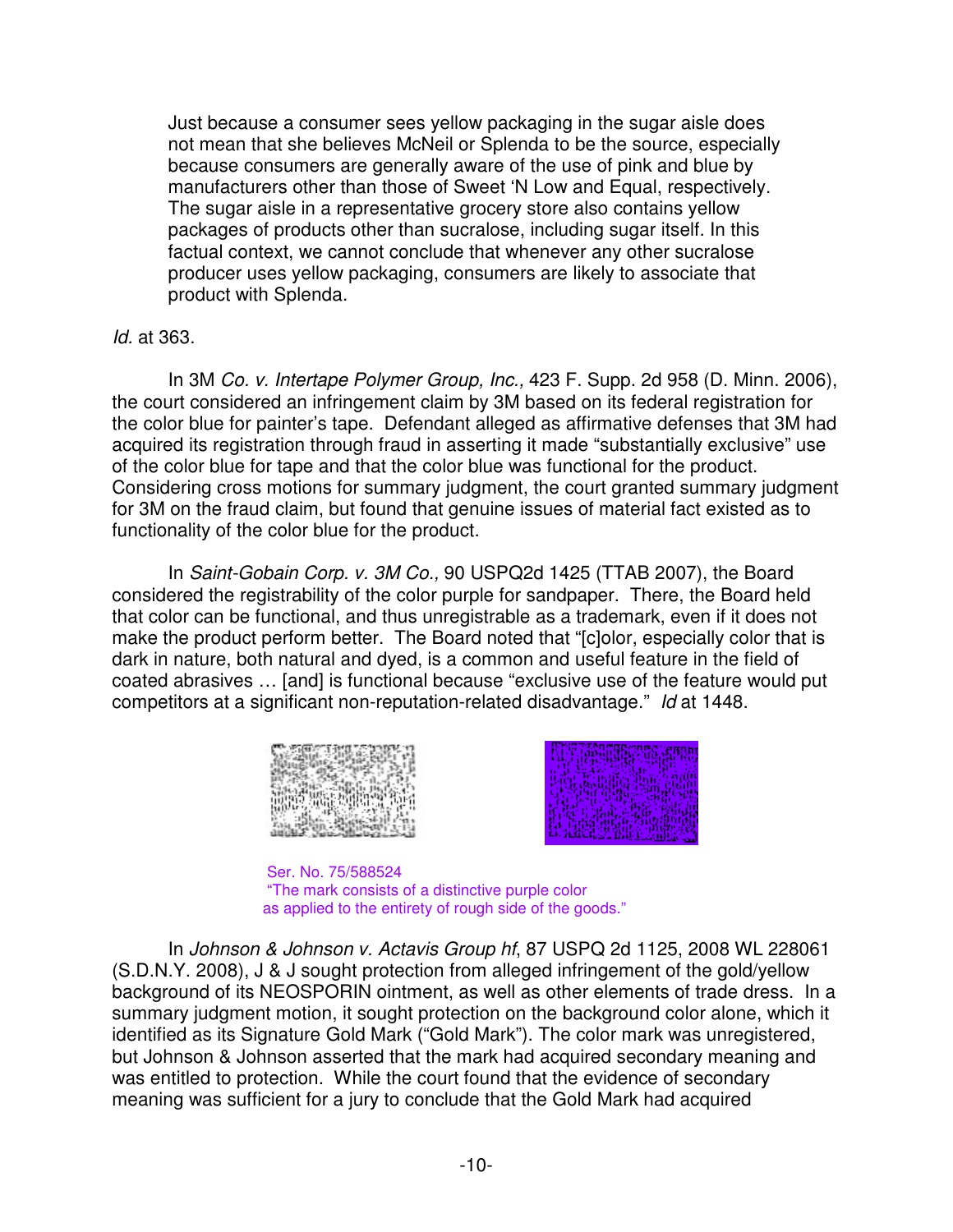> Just because a consumer sees yellow packaging in the sugar aisle does not mean that she believes McNeil or Splenda to be the source, especially because consumers are generally aware of the use of pink and blue by manufacturers other than those of Sweet 'N Low and Equal, respectively. The sugar aisle in a representative grocery store also contains yellow packages of products other than sucralose, including sugar itself. In this factual context, we cannot conclude that whenever any other sucralose producer uses yellow packaging, consumers are likely to associate that product with Splenda.

*Id.* at 363.

In 3M *Co. v. Intertape Polymer Group, Inc.,* 423 F. Supp. 2d 958 (D. Minn. 2006), the court considered an infringement claim by 3M based on its federal registration for the color blue for painter's tape. Defendant alleged as affirmative defenses that 3M had acquired its registration through fraud in asserting it made "substantially exclusive" use of the color blue for tape and that the color blue was functional for the product. Considering cross motions for summary judgment, the court granted summary judgment for 3M on the fraud claim, but found that genuine issues of material fact existed as to functionality of the color blue for the product.

In *Saint-Gobain Corp. v. 3M Co.,* 90 USPQ2d 1425 (TTAB 2007), the Board considered the registrability of the color purple for sandpaper. There, the Board held that color can be functional, and thus unregistrable as a trademark, even if it does not make the product perform better. The Board noted that "[c]olor, especially color that is dark in nature, both natural and dyed, is a common and useful feature in the field of coated abrasives … [and] is functional because "exclusive use of the feature would put competitors at a significant non-reputation-related disadvantage." *Id* at 1448.

Ser. No. 75/588524
"The mark consists of a distinctive purple color as applied to the entirety of rough side of the goods."

In *Johnson & Johnson v. Actavis Group hf*, 87 USPQ 2d 1125, 2008 WL 228061 (S.D.N.Y. 2008), J & J sought protection from alleged infringement of the gold/yellow background of its NEOSPORIN ointment, as well as other elements of trade dress. In a summary judgment motion, it sought protection on the background color alone, which it identified as its Signature Gold Mark ("Gold Mark"). The color mark was unregistered, but Johnson & Johnson asserted that the mark had acquired secondary meaning and was entitled to protection. While the court found that the evidence of secondary meaning was sufficient for a jury to conclude that the Gold Mark had acquired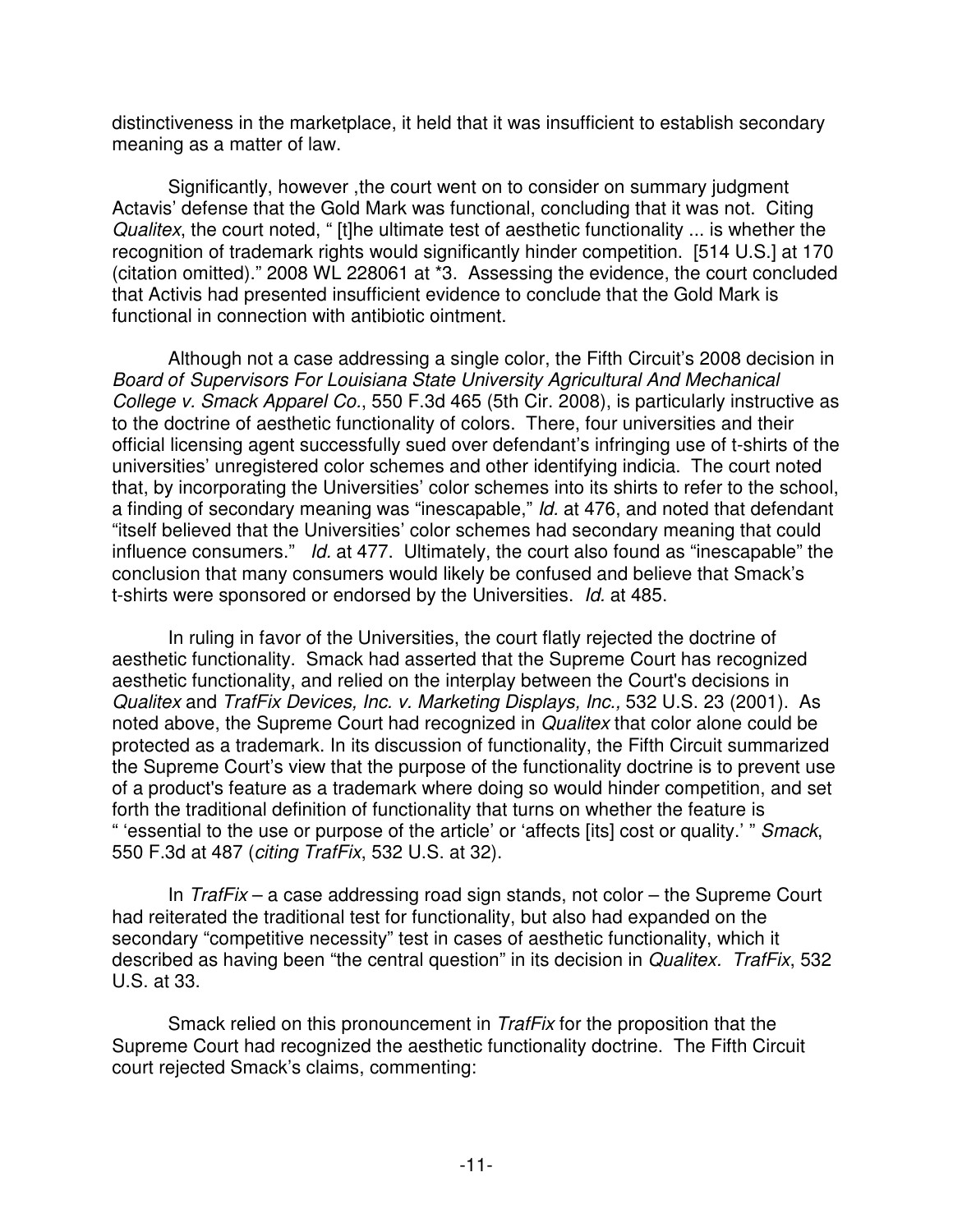distinctiveness in the marketplace, it held that it was insufficient to establish secondary meaning as a matter of law.

Significantly, however ,the court went on to consider on summary judgment Actavis' defense that the Gold Mark was functional, concluding that it was not. Citing *Qualitex*, the court noted, " [t]he ultimate test of aesthetic functionality ... is whether the recognition of trademark rights would significantly hinder competition. [514 U.S.] at 170 (citation omitted)." 2008 WL 228061 at *3. Assessing the evidence, the court concluded that Activis had presented insufficient evidence to conclude that the Gold Mark is functional in connection with antibiotic ointment.

Although not a case addressing a single color, the Fifth Circuit's 2008 decision in *Board of Supervisors For Louisiana State University Agricultural And Mechanical College v. Smack Apparel Co.*, 550 F.3d 465 (5th Cir. 2008), is particularly instructive as to the doctrine of aesthetic functionality of colors. There, four universities and their official licensing agent successfully sued over defendant's infringing use of t-shirts of the universities' unregistered color schemes and other identifying indicia. The court noted that, by incorporating the Universities' color schemes into its shirts to refer to the school, a finding of secondary meaning was "inescapable," *Id.* at 476, and noted that defendant "itself believed that the Universities' color schemes had secondary meaning that could influence consumers." *Id.* at 477. Ultimately, the court also found as "inescapable" the conclusion that many consumers would likely be confused and believe that Smack's t-shirts were sponsored or endorsed by the Universities. *Id.* at 485.

In ruling in favor of the Universities, the court flatly rejected the doctrine of aesthetic functionality. Smack had asserted that the Supreme Court has recognized aesthetic functionality, and relied on the interplay between the Court's decisions in *Qualitex* and *TrafFix Devices, Inc. v. Marketing Displays, Inc.,* 532 U.S. 23 (2001). As noted above, the Supreme Court had recognized in *Qualitex* that color alone could be protected as a trademark. In its discussion of functionality, the Fifth Circuit summarized the Supreme Court's view that the purpose of the functionality doctrine is to prevent use of a product's feature as a trademark where doing so would hinder competition, and set forth the traditional definition of functionality that turns on whether the feature is " 'essential to the use or purpose of the article' or 'affects [its] cost or quality.' " *Smack*, 550 F.3d at 487 (*citing TrafFix*, 532 U.S. at 32).

In *TrafFix* – a case addressing road sign stands, not color – the Supreme Court had reiterated the traditional test for functionality, but also had expanded on the secondary "competitive necessity" test in cases of aesthetic functionality, which it described as having been "the central question" in its decision in *Qualitex. TrafFix*, 532 U.S. at 33.

Smack relied on this pronouncement in *TrafFix* for the proposition that the Supreme Court had recognized the aesthetic functionality doctrine. The Fifth Circuit court rejected Smack's claims, commenting: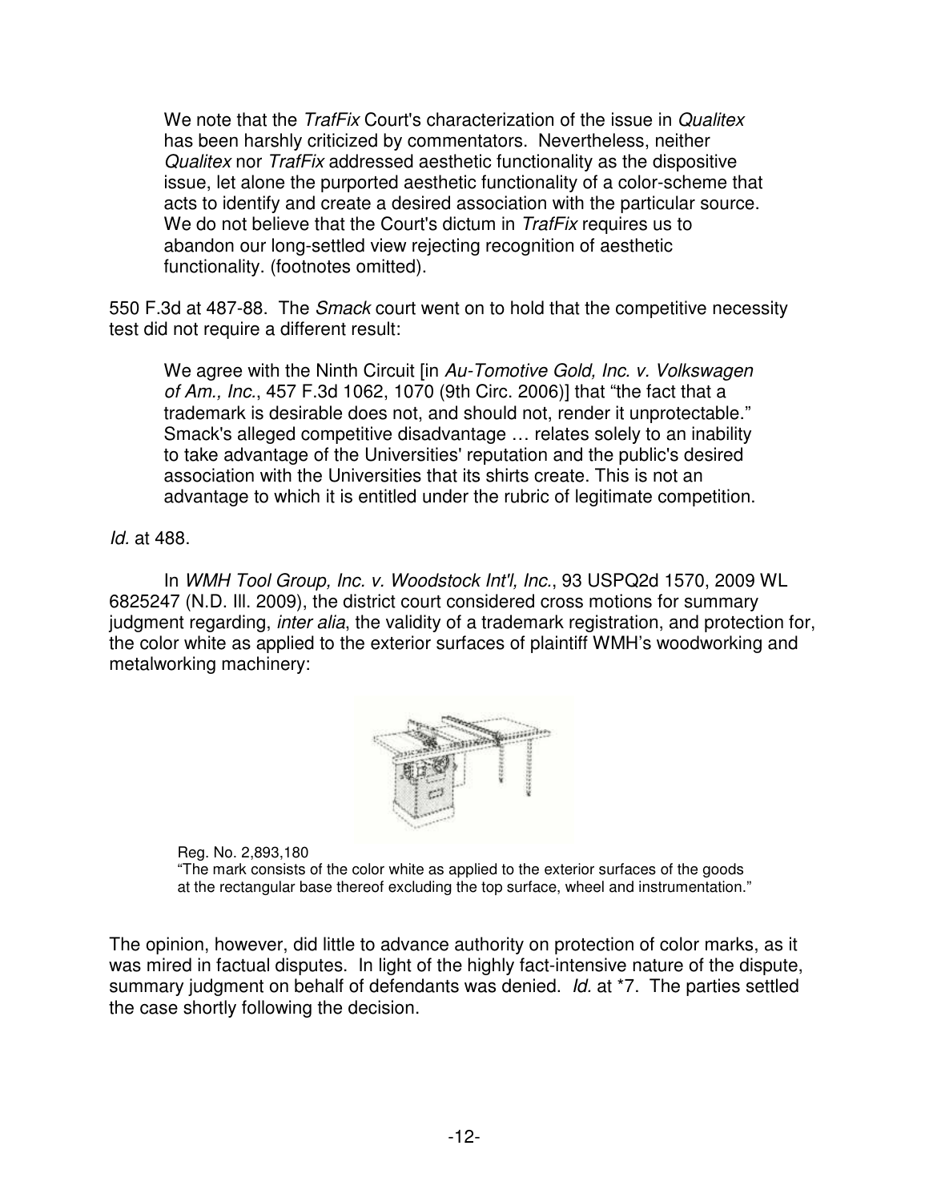> We note that the *TrafFix* Court's characterization of the issue in *Qualitex* has been harshly criticized by commentators. Nevertheless, neither *Qualitex* nor *TrafFix* addressed aesthetic functionality as the dispositive issue, let alone the purported aesthetic functionality of a color-scheme that acts to identify and create a desired association with the particular source. We do not believe that the Court's dictum in *TrafFix* requires us to abandon our long-settled view rejecting recognition of aesthetic functionality. (footnotes omitted).

550 F.3d at 487-88. The *Smack* court went on to hold that the competitive necessity test did not require a different result:

> We agree with the Ninth Circuit [in *Au-Tomotive Gold, Inc. v. Volkswagen of Am., Inc.*, 457 F.3d 1062, 1070 (9th Circ. 2006)] that "the fact that a trademark is desirable does not, and should not, render it unprotectable." Smack's alleged competitive disadvantage … relates solely to an inability to take advantage of the Universities' reputation and the public's desired association with the Universities that its shirts create. This is not an advantage to which it is entitled under the rubric of legitimate competition.

*Id.* at 488.

In *WMH Tool Group, Inc. v. Woodstock Int'l, Inc.*, 93 USPQ2d 1570, 2009 WL 6825247 (N.D. Ill. 2009), the district court considered cross motions for summary judgment regarding, *inter alia*, the validity of a trademark registration, and protection for, the color white as applied to the exterior surfaces of plaintiff WMH's woodworking and metalworking machinery:

Reg. No. 2,893,180
"The mark consists of the color white as applied to the exterior surfaces of the goods at the rectangular base thereof excluding the top surface, wheel and instrumentation."

The opinion, however, did little to advance authority on protection of color marks, as it was mired in factual disputes. In light of the highly fact-intensive nature of the dispute, summary judgment on behalf of defendants was denied. *Id.* at *7. The parties settled the case shortly following the decision.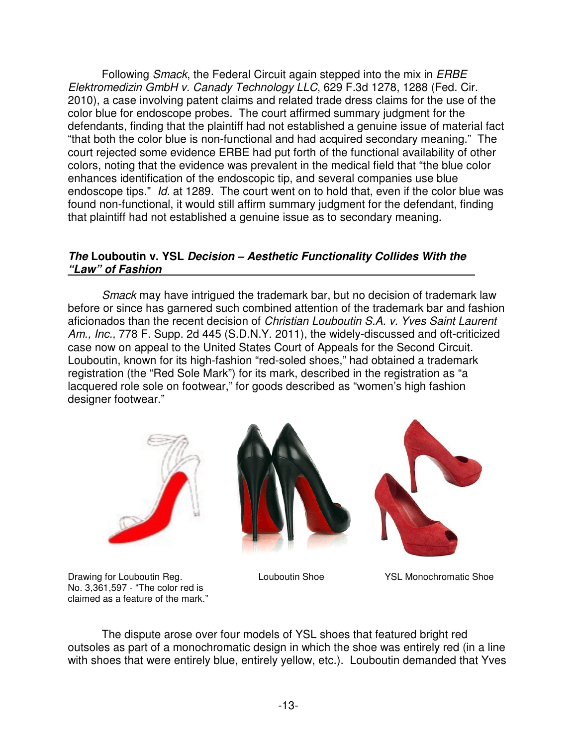Following *Smack*, the Federal Circuit again stepped into the mix in *ERBE Elektromedizin GmbH v. Canady Technology LLC*, 629 F.3d 1278, 1288 (Fed. Cir. 2010), a case involving patent claims and related trade dress claims for the use of the color blue for endoscope probes. The court affirmed summary judgment for the defendants, finding that the plaintiff had not established a genuine issue of material fact "that both the color blue is non-functional and had acquired secondary meaning." The court rejected some evidence ERBE had put forth of the functional availability of other colors, noting that the evidence was prevalent in the medical field that "the blue color enhances identification of the endoscopic tip, and several companies use blue endoscope tips." *Id.* at 1289. The court went on to hold that, even if the color blue was found non-functional, it would still affirm summary judgment for the defendant, finding that plaintiff had not established a genuine issue as to secondary meaning.

### ***The* Louboutin v. YSL *Decision – Aesthetic Functionality Collides With the "Law" of Fashion**

*Smack* may have intrigued the trademark bar, but no decision of trademark law before or since has garnered such combined attention of the trademark bar and fashion aficionados than the recent decision of *Christian Louboutin S.A. v. Yves Saint Laurent Am., Inc.,* 778 F. Supp. 2d 445 (S.D.N.Y. 2011), the widely-discussed and oft-criticized case now on appeal to the United States Court of Appeals for the Second Circuit. Louboutin, known for its high-fashion "red-soled shoes," had obtained a trademark registration (the "Red Sole Mark") for its mark, described in the registration as "a lacquered role sole on footwear," for goods described as "women's high fashion designer footwear."

Drawing for Louboutin Reg. No. 3,361,597 - "The color red is claimed as a feature of the mark."

Louboutin Shoe

YSL Monochromatic Shoe

The dispute arose over four models of YSL shoes that featured bright red outsoles as part of a monochromatic design in which the shoe was entirely red (in a line with shoes that were entirely blue, entirely yellow, etc.). Louboutin demanded that Yves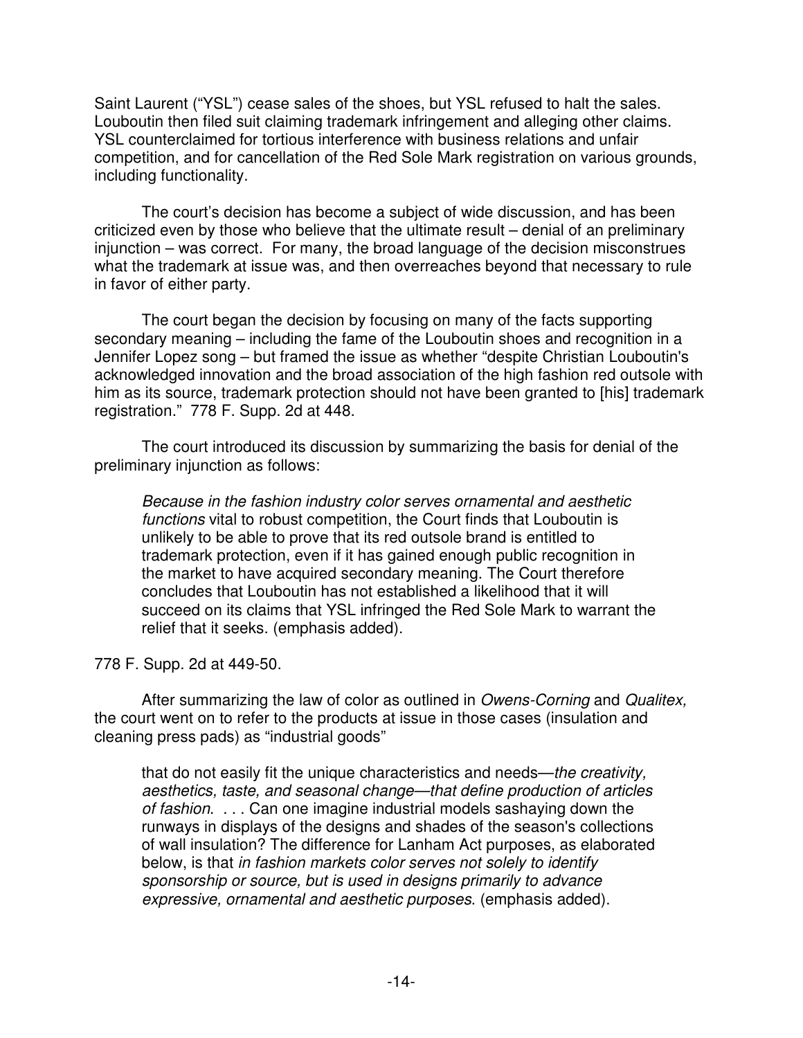Saint Laurent ("YSL") cease sales of the shoes, but YSL refused to halt the sales. Louboutin then filed suit claiming trademark infringement and alleging other claims. YSL counterclaimed for tortious interference with business relations and unfair competition, and for cancellation of the Red Sole Mark registration on various grounds, including functionality.

The court's decision has become a subject of wide discussion, and has been criticized even by those who believe that the ultimate result – denial of an preliminary injunction – was correct. For many, the broad language of the decision misconstrues what the trademark at issue was, and then overreaches beyond that necessary to rule in favor of either party.

The court began the decision by focusing on many of the facts supporting secondary meaning – including the fame of the Louboutin shoes and recognition in a Jennifer Lopez song – but framed the issue as whether "despite Christian Louboutin's acknowledged innovation and the broad association of the high fashion red outsole with him as its source, trademark protection should not have been granted to [his] trademark registration." 778 F. Supp. 2d at 448.

The court introduced its discussion by summarizing the basis for denial of the preliminary injunction as follows:

> *Because in the fashion industry color serves ornamental and aesthetic functions* vital to robust competition, the Court finds that Louboutin is unlikely to be able to prove that its red outsole brand is entitled to trademark protection, even if it has gained enough public recognition in the market to have acquired secondary meaning. The Court therefore concludes that Louboutin has not established a likelihood that it will succeed on its claims that YSL infringed the Red Sole Mark to warrant the relief that it seeks. (emphasis added).

778 F. Supp. 2d at 449-50.

After summarizing the law of color as outlined in *Owens-Corning* and *Qualitex,* the court went on to refer to the products at issue in those cases (insulation and cleaning press pads) as "industrial goods"

> that do not easily fit the unique characteristics and needs—*the creativity, aesthetics, taste, and seasonal change—that define production of articles of fashion*. . . . Can one imagine industrial models sashaying down the runways in displays of the designs and shades of the season's collections of wall insulation? The difference for Lanham Act purposes, as elaborated below, is that *in fashion markets color serves not solely to identify sponsorship or source, but is used in designs primarily to advance expressive, ornamental and aesthetic purposes*. (emphasis added).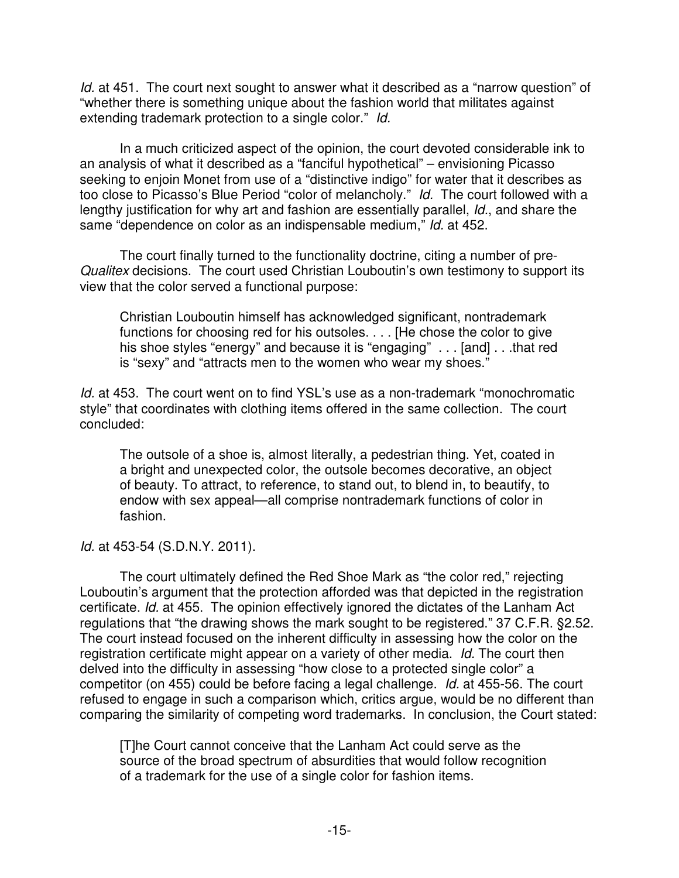*Id.* at 451. The court next sought to answer what it described as a "narrow question" of "whether there is something unique about the fashion world that militates against extending trademark protection to a single color." *Id.*

In a much criticized aspect of the opinion, the court devoted considerable ink to an analysis of what it described as a "fanciful hypothetical" – envisioning Picasso seeking to enjoin Monet from use of a "distinctive indigo" for water that it describes as too close to Picasso's Blue Period "color of melancholy." *Id.* The court followed with a lengthy justification for why art and fashion are essentially parallel, *Id.*, and share the same "dependence on color as an indispensable medium," *Id.* at 452.

The court finally turned to the functionality doctrine, citing a number of pre-*Qualitex* decisions. The court used Christian Louboutin's own testimony to support its view that the color served a functional purpose:

> Christian Louboutin himself has acknowledged significant, nontrademark functions for choosing red for his outsoles. . . . [He chose the color to give his shoe styles "energy" and because it is "engaging" . . . [and] . . .that red is "sexy" and "attracts men to the women who wear my shoes."

*Id.* at 453. The court went on to find YSL's use as a non-trademark "monochromatic style" that coordinates with clothing items offered in the same collection. The court concluded:

> The outsole of a shoe is, almost literally, a pedestrian thing. Yet, coated in a bright and unexpected color, the outsole becomes decorative, an object of beauty. To attract, to reference, to stand out, to blend in, to beautify, to endow with sex appeal—all comprise nontrademark functions of color in fashion.

*Id.* at 453-54 (S.D.N.Y. 2011).

The court ultimately defined the Red Shoe Mark as "the color red," rejecting Louboutin's argument that the protection afforded was that depicted in the registration certificate. *Id.* at 455. The opinion effectively ignored the dictates of the Lanham Act regulations that "the drawing shows the mark sought to be registered." 37 C.F.R. §2.52. The court instead focused on the inherent difficulty in assessing how the color on the registration certificate might appear on a variety of other media. *Id.* The court then delved into the difficulty in assessing "how close to a protected single color" a competitor (on 455) could be before facing a legal challenge. *Id.* at 455-56. The court refused to engage in such a comparison which, critics argue, would be no different than comparing the similarity of competing word trademarks. In conclusion, the Court stated:

> [T]he Court cannot conceive that the Lanham Act could serve as the source of the broad spectrum of absurdities that would follow recognition of a trademark for the use of a single color for fashion items.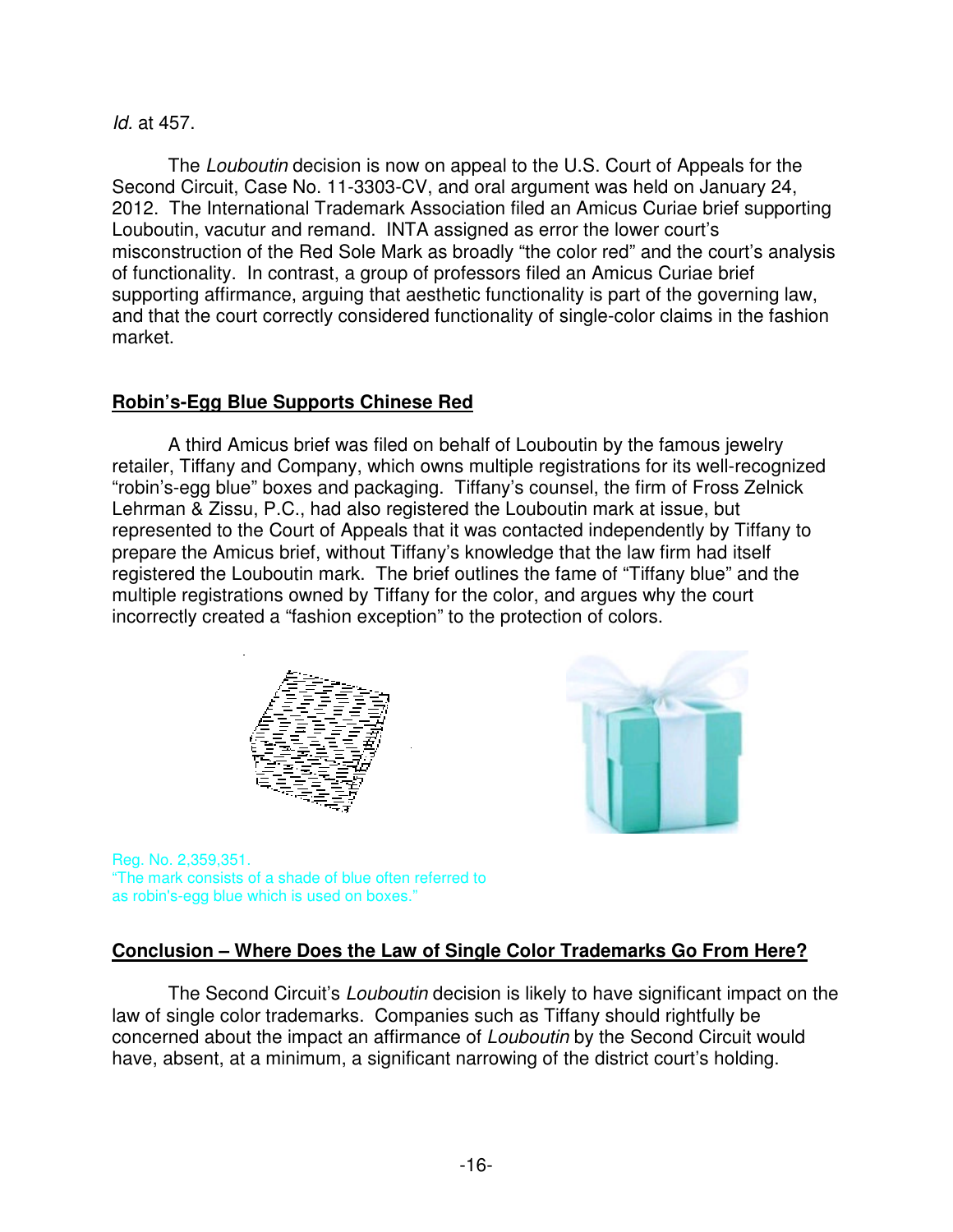*Id.* at 457.

The *Louboutin* decision is now on appeal to the U.S. Court of Appeals for the Second Circuit, Case No. 11-3303-CV, and oral argument was held on January 24, 2012. The International Trademark Association filed an Amicus Curiae brief supporting Louboutin, vacutur and remand. INTA assigned as error the lower court's misconstruction of the Red Sole Mark as broadly "the color red" and the court's analysis of functionality. In contrast, a group of professors filed an Amicus Curiae brief supporting affirmance, arguing that aesthetic functionality is part of the governing law, and that the court correctly considered functionality of single-color claims in the fashion market.

## Robin's-Egg Blue Supports Chinese Red

A third Amicus brief was filed on behalf of Louboutin by the famous jewelry retailer, Tiffany and Company, which owns multiple registrations for its well-recognized "robin's-egg blue" boxes and packaging. Tiffany's counsel, the firm of Fross Zelnick Lehrman & Zissu, P.C., had also registered the Louboutin mark at issue, but represented to the Court of Appeals that it was contacted independently by Tiffany to prepare the Amicus brief, without Tiffany's knowledge that the law firm had itself registered the Louboutin mark. The brief outlines the fame of "Tiffany blue" and the multiple registrations owned by Tiffany for the color, and argues why the court incorrectly created a "fashion exception" to the protection of colors.

Reg. No. 2,359,351.
"The mark consists of a shade of blue often referred to as robin's-egg blue which is used on boxes."

## Conclusion – Where Does the Law of Single Color Trademarks Go From Here?

The Second Circuit's *Louboutin* decision is likely to have significant impact on the law of single color trademarks. Companies such as Tiffany should rightfully be concerned about the impact an affirmance of *Louboutin* by the Second Circuit would have, absent, at a minimum, a significant narrowing of the district court's holding.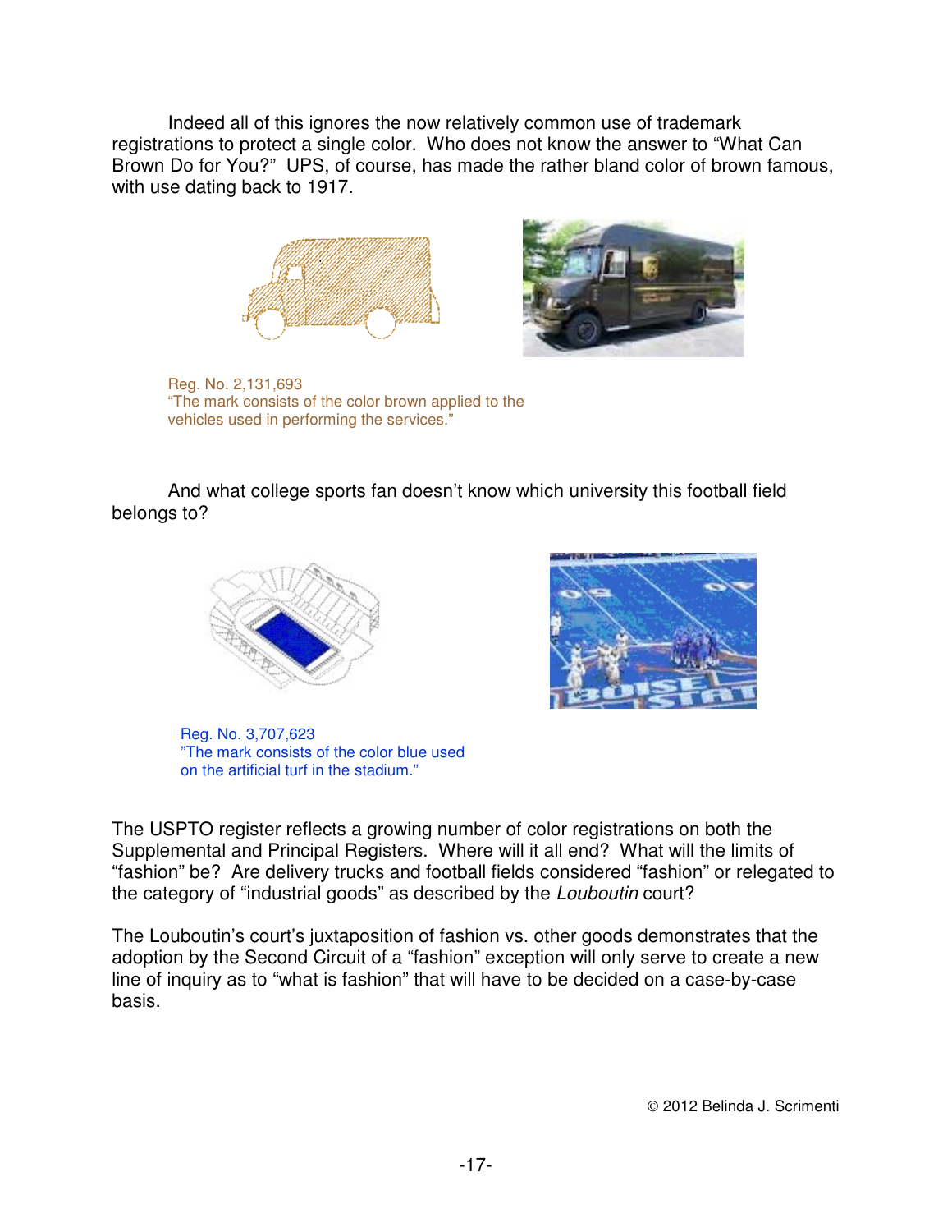Indeed all of this ignores the now relatively common use of trademark registrations to protect a single color. Who does not know the answer to "What Can Brown Do for You?" UPS, of course, has made the rather bland color of brown famous, with use dating back to 1917.

Reg. No. 2,131,693
"The mark consists of the color brown applied to the vehicles used in performing the services."

And what college sports fan doesn't know which university this football field belongs to?

Reg. No. 3,707,623
"The mark consists of the color blue used on the artificial turf in the stadium."

The USPTO register reflects a growing number of color registrations on both the Supplemental and Principal Registers. Where will it all end? What will the limits of "fashion" be? Are delivery trucks and football fields considered "fashion" or relegated to the category of "industrial goods" as described by the *Louboutin* court?

The Louboutin's court's juxtaposition of fashion vs. other goods demonstrates that the adoption by the Second Circuit of a "fashion" exception will only serve to create a new line of inquiry as to "what is fashion" that will have to be decided on a case-by-case basis.

© 2012 Belinda J. Scrimenti